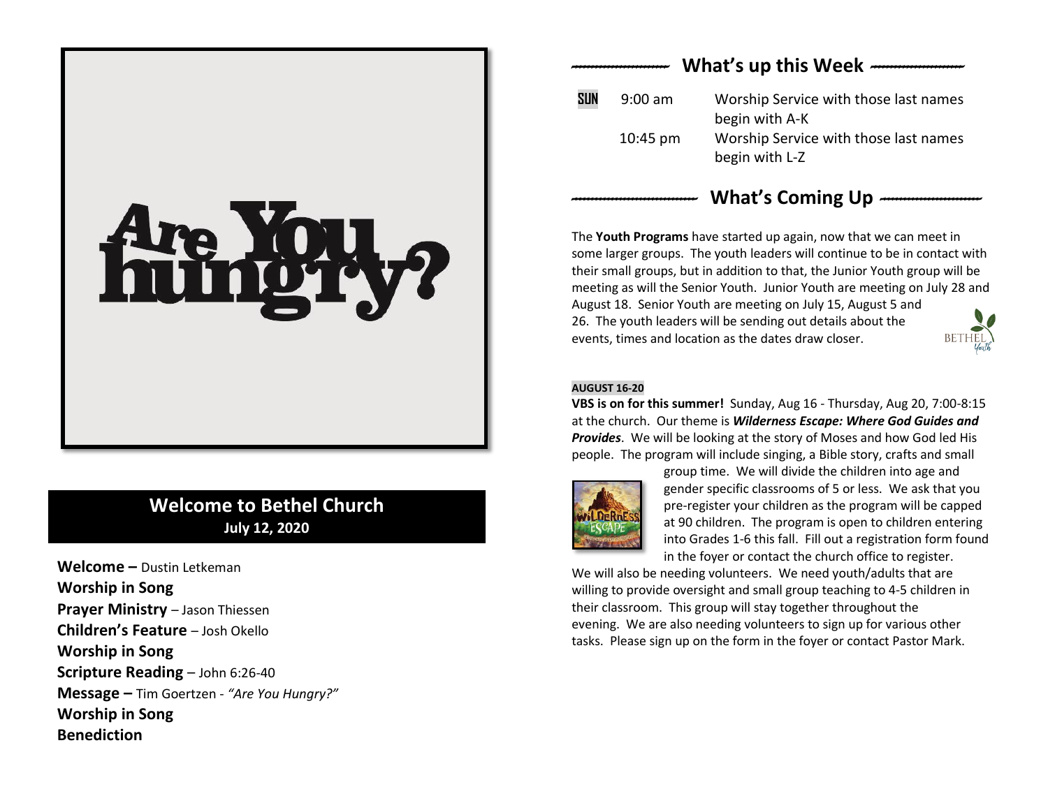Are You hungry?

## Welcome to Bethel Church

**July 12, 2020**

**Welcome –** Dustin Letkeman
**Worship in Song**
**Prayer Ministry** – Jason Thiessen
**Children's Feature** – Josh Okello
**Worship in Song**
**Scripture Reading** – John 6:26-40
**Message –** Tim Goertzen - *"Are You Hungry?"*
**Worship in Song**
**Benediction**

## What's up this Week

| | | |
|---|---|---|
| SUN | 9:00 am | Worship Service with those last names begin with A-K |
| | 10:45 pm | Worship Service with those last names begin with L-Z |

## What's Coming Up

The **Youth Programs** have started up again, now that we can meet in some larger groups. The youth leaders will continue to be in contact with their small groups, but in addition to that, the Junior Youth group will be meeting as will the Senior Youth. Junior Youth are meeting on July 28 and August 18. Senior Youth are meeting on July 15, August 5 and 26. The youth leaders will be sending out details about the events, times and location as the dates draw closer.

BETHEL Youth

**AUGUST 16-20**

**VBS is on for this summer!** Sunday, Aug 16 - Thursday, Aug 20, 7:00-8:15 at the church. Our theme is ***Wilderness Escape: Where God Guides and Provides***. We will be looking at the story of Moses and how God led His people. The program will include singing, a Bible story, crafts and small group time. We will divide the children into age and gender specific classrooms of 5 or less. We ask that you pre-register your children as the program will be capped at 90 children. The program is open to children entering into Grades 1-6 this fall. Fill out a registration form found in the foyer or contact the church office to register.

We will also be needing volunteers. We need youth/adults that are willing to provide oversight and small group teaching to 4-5 children in their classroom. This group will stay together throughout the evening. We are also needing volunteers to sign up for various other tasks. Please sign up on the form in the foyer or contact Pastor Mark.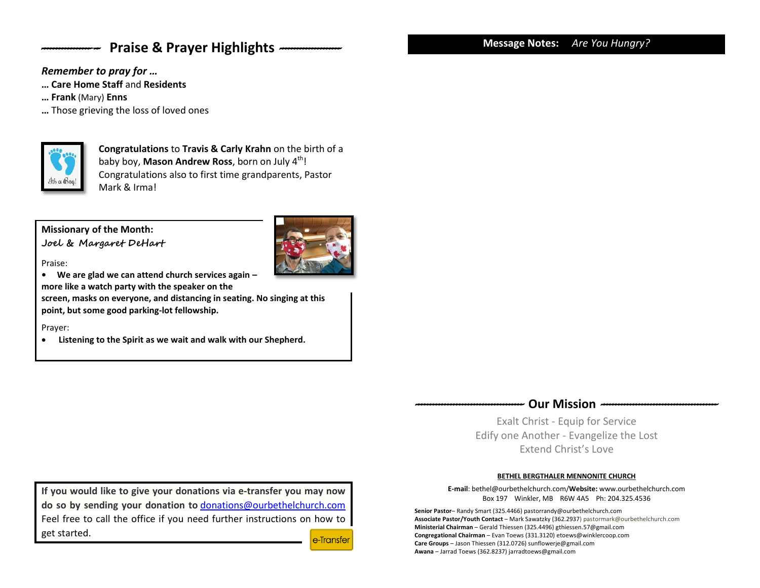## Praise & Prayer Highlights

***Remember to pray for …***

**… Care Home Staff** and **Residents**
**… Frank** (Mary) **Enns**
**…** Those grieving the loss of loved ones

**Congratulations** to **Travis & Carly Krahn** on the birth of a baby boy, **Mason Andrew Ross**, born on July 4th! Congratulations also to first time grandparents, Pastor Mark & Irma!

**Missionary of the Month:**
*Joel & Margaret DeHart*

Praise:

- **We are glad we can attend church services again – more like a watch party with the speaker on the screen, masks on everyone, and distancing in seating. No singing at this point, but some good parking-lot fellowship.**

Prayer:

- **Listening to the Spirit as we wait and walk with our Shepherd.**

**If you would like to give your donations via e-transfer you may now do so by sending your donation to** donations@ourbethelchurch.com Feel free to call the office if you need further instructions on how to get started.

e-Transfer

**Message Notes:** *Are You Hungry?*

## Our Mission

Exalt Christ - Equip for Service
Edify one Another - Evangelize the Lost
Extend Christ's Love

**BETHEL BERGTHALER MENNONITE CHURCH**

**E-mail**: bethel@ourbethelchurch.com/**Website:** www.ourbethelchurch.com
Box 197 Winkler, MB R6W 4A5 Ph: 204.325.4536

**Senior Pastor**– Randy Smart (325.4466) pastorrandy@ourbethelchurch.com
**Associate Pastor/Youth Contact** – Mark Sawatzky (362.2937) pastormark@ourbethelchurch.com
**Ministerial Chairman** – Gerald Thiessen (325.4496) gthiessen.57@gmail.com
**Congregational Chairman** – Evan Toews (331.3120) etoews@winklercoop.com
**Care Groups** – Jason Thiessen (312.0726) sunflowerje@gmail.com
**Awana** – Jarrad Toews (362.8237) jarradtoews@gmail.com